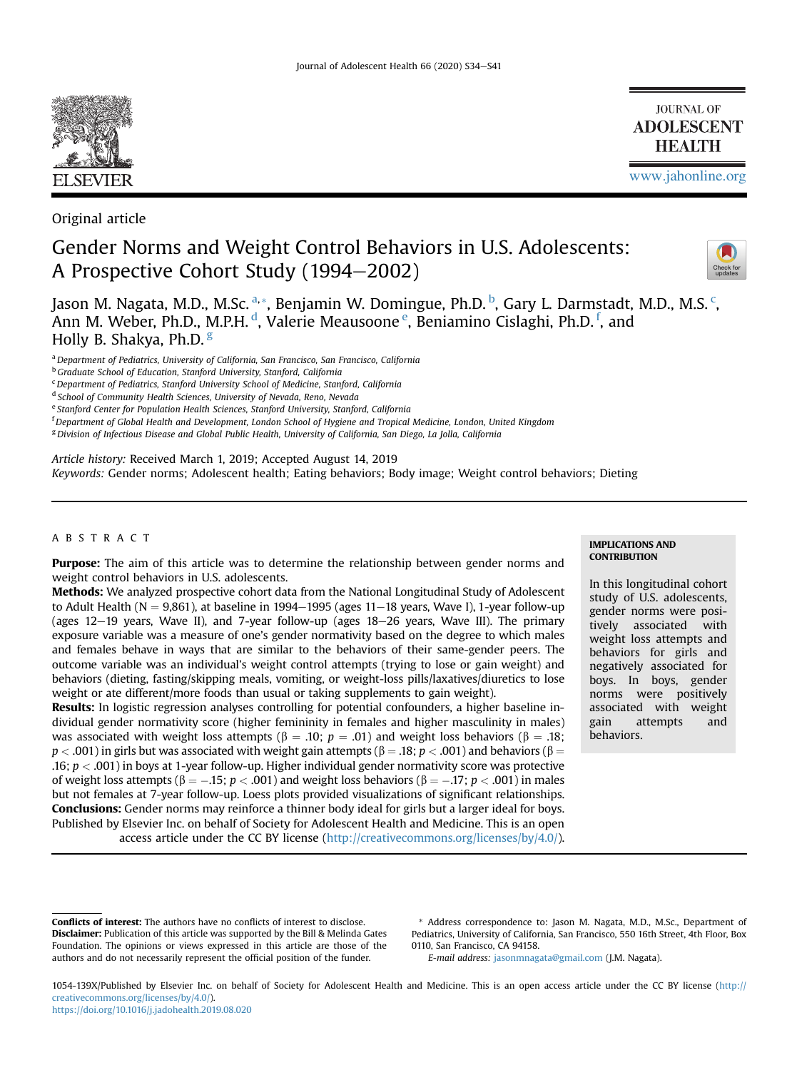Original article

# Gender Norms and Weight Control Behaviors in U.S. Adolescents: A Prospective Cohort Study (1994–2002)

Jason M. Nagata, M.D., M.Sc. [a,*], Benjamin W. Domingue, Ph.D. [b], Gary L. Darmstadt, M.D., M.S. [c], Ann M. Weber, Ph.D., M.P.H. [d], Valerie Meausoone [e], Beniamino Cislaghi, Ph.D. [f], and Holly B. Shakya, Ph.D. [g]

[a] Department of Pediatrics, University of California, San Francisco, San Francisco, California
[b] Graduate School of Education, Stanford University, Stanford, California
[c] Department of Pediatrics, Stanford University School of Medicine, Stanford, California
[d] School of Community Health Sciences, University of Nevada, Reno, Nevada
[e] Stanford Center for Population Health Sciences, Stanford University, Stanford, California
[f] Department of Global Health and Development, London School of Hygiene and Tropical Medicine, London, United Kingdom
[g] Division of Infectious Disease and Global Public Health, University of California, San Diego, La Jolla, California

*Article history:* Received March 1, 2019; Accepted August 14, 2019
*Keywords:* Gender norms; Adolescent health; Eating behaviors; Body image; Weight control behaviors; Dieting

## ABSTRACT

**Purpose:** The aim of this article was to determine the relationship between gender norms and weight control behaviors in U.S. adolescents.

**Methods:** We analyzed prospective cohort data from the National Longitudinal Study of Adolescent to Adult Health (N = 9,861), at baseline in 1994–1995 (ages 11–18 years, Wave I), 1-year follow-up (ages 12–19 years, Wave II), and 7-year follow-up (ages 18–26 years, Wave III). The primary exposure variable was a measure of one's gender normativity based on the degree to which males and females behave in ways that are similar to the behaviors of their same-gender peers. The outcome variable was an individual's weight control attempts (trying to lose or gain weight) and behaviors (dieting, fasting/skipping meals, vomiting, or weight-loss pills/laxatives/diuretics to lose weight or ate different/more foods than usual or taking supplements to gain weight).

**Results:** In logistic regression analyses controlling for potential confounders, a higher baseline individual gender normativity score (higher femininity in females and higher masculinity in males) was associated with weight loss attempts ($\beta = .10$; $p = .01$) and weight loss behaviors ($\beta = .18$; $p < .001$) in girls but was associated with weight gain attempts ($\beta = .18$; $p < .001$) and behaviors ($\beta = .16$; $p < .001$) in boys at 1-year follow-up. Higher individual gender normativity score was protective of weight loss attempts ($\beta = -.15$; $p < .001$) and weight loss behaviors ($\beta = -.17$; $p < .001$) in males but not females at 7-year follow-up. Loess plots provided visualizations of significant relationships.

**Conclusions:** Gender norms may reinforce a thinner body ideal for girls but a larger ideal for boys.

Published by Elsevier Inc. on behalf of Society for Adolescent Health and Medicine. This is an open access article under the CC BY license (http://creativecommons.org/licenses/by/4.0/).

**IMPLICATIONS AND CONTRIBUTION**

In this longitudinal cohort study of U.S. adolescents, gender norms were positively associated with weight loss attempts and behaviors for girls and negatively associated for boys. In boys, gender norms were positively associated with weight gain attempts and behaviors.

**Conflicts of interest:** The authors have no conflicts of interest to disclose.
**Disclaimer:** Publication of this article was supported by the Bill & Melinda Gates Foundation. The opinions or views expressed in this article are those of the authors and do not necessarily represent the official position of the funder.

* Address correspondence to: Jason M. Nagata, M.D., M.Sc., Department of Pediatrics, University of California, San Francisco, 550 16th Street, 4th Floor, Box 0110, San Francisco, CA 94158.
*E-mail address:* jasonmnagata@gmail.com (J.M. Nagata).

1054-139X/Published by Elsevier Inc. on behalf of Society for Adolescent Health and Medicine. This is an open access article under the CC BY license (http://creativecommons.org/licenses/by/4.0/).
https://doi.org/10.1016/j.jadohealth.2019.08.020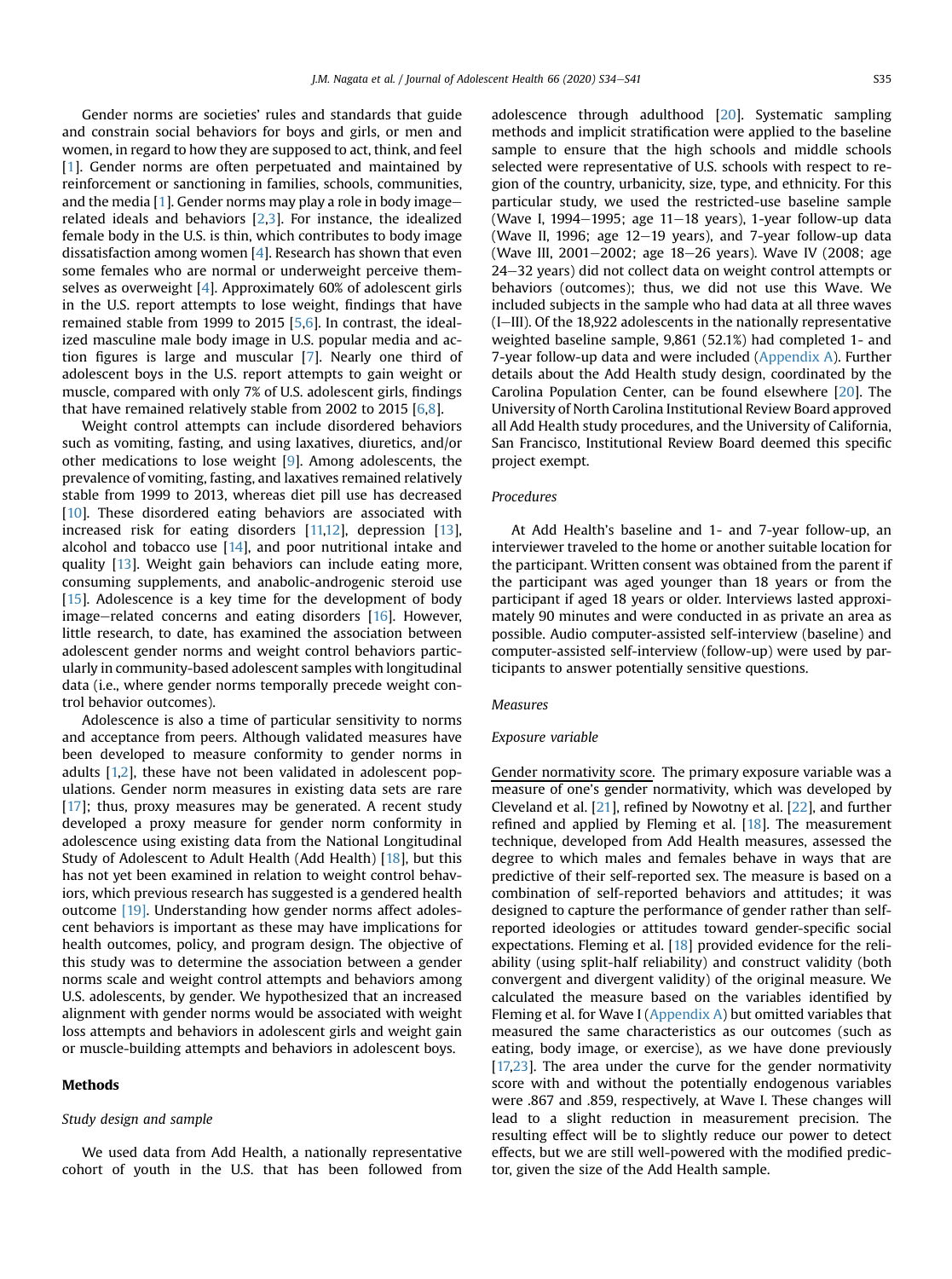Gender norms are societies' rules and standards that guide and constrain social behaviors for boys and girls, or men and women, in regard to how they are supposed to act, think, and feel [1]. Gender norms are often perpetuated and maintained by reinforcement or sanctioning in families, schools, communities, and the media [1]. Gender norms may play a role in body image–related ideals and behaviors [2,3]. For instance, the idealized female body in the U.S. is thin, which contributes to body image dissatisfaction among women [4]. Research has shown that even some females who are normal or underweight perceive themselves as overweight [4]. Approximately 60% of adolescent girls in the U.S. report attempts to lose weight, findings that have remained stable from 1999 to 2015 [5,6]. In contrast, the idealized masculine male body image in U.S. popular media and action figures is large and muscular [7]. Nearly one third of adolescent boys in the U.S. report attempts to gain weight or muscle, compared with only 7% of U.S. adolescent girls, findings that have remained relatively stable from 2002 to 2015 [6,8].

Weight control attempts can include disordered behaviors such as vomiting, fasting, and using laxatives, diuretics, and/or other medications to lose weight [9]. Among adolescents, the prevalence of vomiting, fasting, and laxatives remained relatively stable from 1999 to 2013, whereas diet pill use has decreased [10]. These disordered eating behaviors are associated with increased risk for eating disorders [11,12], depression [13], alcohol and tobacco use [14], and poor nutritional intake and quality [13]. Weight gain behaviors can include eating more, consuming supplements, and anabolic-androgenic steroid use [15]. Adolescence is a key time for the development of body image–related concerns and eating disorders [16]. However, little research, to date, has examined the association between adolescent gender norms and weight control behaviors particularly in community-based adolescent samples with longitudinal data (i.e., where gender norms temporally precede weight control behavior outcomes).

Adolescence is also a time of particular sensitivity to norms and acceptance from peers. Although validated measures have been developed to measure conformity to gender norms in adults [1,2], these have not been validated in adolescent populations. Gender norm measures in existing data sets are rare [17]; thus, proxy measures may be generated. A recent study developed a proxy measure for gender norm conformity in adolescence using existing data from the National Longitudinal Study of Adolescent to Adult Health (Add Health) [18], but this has not yet been examined in relation to weight control behaviors, which previous research has suggested is a gendered health outcome [19]. Understanding how gender norms affect adolescent behaviors is important as these may have implications for health outcomes, policy, and program design. The objective of this study was to determine the association between a gender norms scale and weight control attempts and behaviors among U.S. adolescents, by gender. We hypothesized that an increased alignment with gender norms would be associated with weight loss attempts and behaviors in adolescent girls and weight gain or muscle-building attempts and behaviors in adolescent boys.

## Methods

### Study design and sample

We used data from Add Health, a nationally representative cohort of youth in the U.S. that has been followed from adolescence through adulthood [20]. Systematic sampling methods and implicit stratification were applied to the baseline sample to ensure that the high schools and middle schools selected were representative of U.S. schools with respect to region of the country, urbanicity, size, type, and ethnicity. For this particular study, we used the restricted-use baseline sample (Wave I, 1994–1995; age 11–18 years), 1-year follow-up data (Wave II, 1996; age 12–19 years), and 7-year follow-up data (Wave III, 2001–2002; age 18–26 years). Wave IV (2008; age 24–32 years) did not collect data on weight control attempts or behaviors (outcomes); thus, we did not use this Wave. We included subjects in the sample who had data at all three waves (I–III). Of the 18,922 adolescents in the nationally representative weighted baseline sample, 9,861 (52.1%) had completed 1- and 7-year follow-up data and were included (Appendix A). Further details about the Add Health study design, coordinated by the Carolina Population Center, can be found elsewhere [20]. The University of North Carolina Institutional Review Board approved all Add Health study procedures, and the University of California, San Francisco, Institutional Review Board deemed this specific project exempt.

### Procedures

At Add Health's baseline and 1- and 7-year follow-up, an interviewer traveled to the home or another suitable location for the participant. Written consent was obtained from the parent if the participant was aged younger than 18 years or from the participant if aged 18 years or older. Interviews lasted approximately 90 minutes and were conducted in as private an area as possible. Audio computer-assisted self-interview (baseline) and computer-assisted self-interview (follow-up) were used by participants to answer potentially sensitive questions.

### Measures

#### Exposure variable

Gender normativity score. The primary exposure variable was a measure of one's gender normativity, which was developed by Cleveland et al. [21], refined by Nowotny et al. [22], and further refined and applied by Fleming et al. [18]. The measurement technique, developed from Add Health measures, assessed the degree to which males and females behave in ways that are predictive of their self-reported sex. The measure is based on a combination of self-reported behaviors and attitudes; it was designed to capture the performance of gender rather than self-reported ideologies or attitudes toward gender-specific social expectations. Fleming et al. [18] provided evidence for the reliability (using split-half reliability) and construct validity (both convergent and divergent validity) of the original measure. We calculated the measure based on the variables identified by Fleming et al. for Wave I (Appendix A) but omitted variables that measured the same characteristics as our outcomes (such as eating, body image, or exercise), as we have done previously [17,23]. The area under the curve for the gender normativity score with and without the potentially endogenous variables were .867 and .859, respectively, at Wave I. These changes will lead to a slight reduction in measurement precision. The resulting effect will be to slightly reduce our power to detect effects, but we are still well-powered with the modified predictor, given the size of the Add Health sample.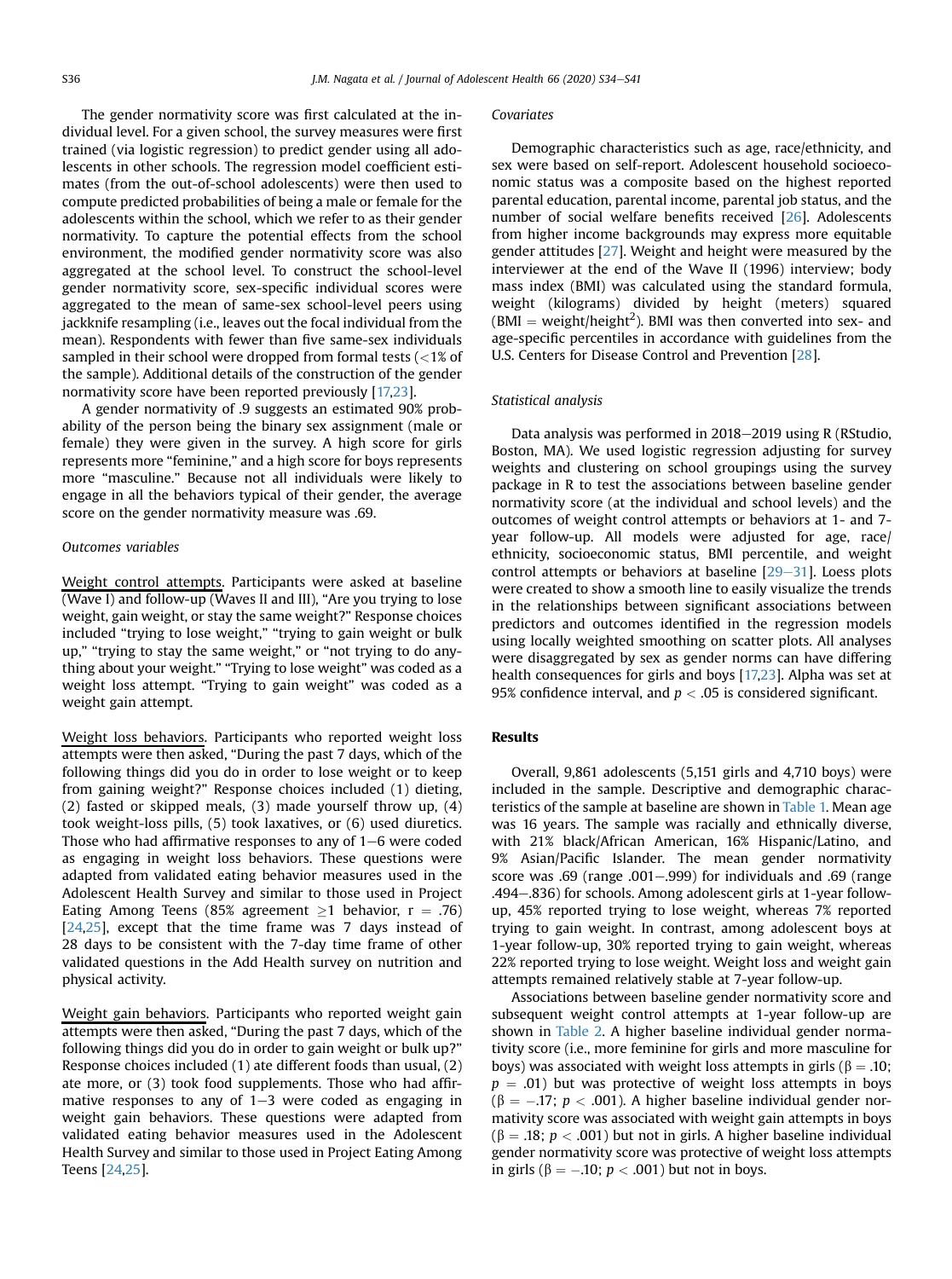The gender normativity score was first calculated at the individual level. For a given school, the survey measures were first trained (via logistic regression) to predict gender using all adolescents in other schools. The regression model coefficient estimates (from the out-of-school adolescents) were then used to compute predicted probabilities of being a male or female for the adolescents within the school, which we refer to as their gender normativity. To capture the potential effects from the school environment, the modified gender normativity score was also aggregated at the school level. To construct the school-level gender normativity score, sex-specific individual scores were aggregated to the mean of same-sex school-level peers using jackknife resampling (i.e., leaves out the focal individual from the mean). Respondents with fewer than five same-sex individuals sampled in their school were dropped from formal tests (<1% of the sample). Additional details of the construction of the gender normativity score have been reported previously [17,23].

A gender normativity of .9 suggests an estimated 90% probability of the person being the binary sex assignment (male or female) they were given in the survey. A high score for girls represents more "feminine," and a high score for boys represents more "masculine." Because not all individuals were likely to engage in all the behaviors typical of their gender, the average score on the gender normativity measure was .69.

### Outcomes variables

Weight control attempts. Participants were asked at baseline (Wave I) and follow-up (Waves II and III), "Are you trying to lose weight, gain weight, or stay the same weight?" Response choices included "trying to lose weight," "trying to gain weight or bulk up," "trying to stay the same weight," or "not trying to do anything about your weight." "Trying to lose weight" was coded as a weight loss attempt. "Trying to gain weight" was coded as a weight gain attempt.

Weight loss behaviors. Participants who reported weight loss attempts were then asked, "During the past 7 days, which of the following things did you do in order to lose weight or to keep from gaining weight?" Response choices included (1) dieting, (2) fasted or skipped meals, (3) made yourself throw up, (4) took weight-loss pills, (5) took laxatives, or (6) used diuretics. Those who had affirmative responses to any of 1–6 were coded as engaging in weight loss behaviors. These questions were adapted from validated eating behavior measures used in the Adolescent Health Survey and similar to those used in Project Eating Among Teens (85% agreement ≥1 behavior, r = .76) [24,25], except that the time frame was 7 days instead of 28 days to be consistent with the 7-day time frame of other validated questions in the Add Health survey on nutrition and physical activity.

Weight gain behaviors. Participants who reported weight gain attempts were then asked, "During the past 7 days, which of the following things did you do in order to gain weight or bulk up?" Response choices included (1) ate different foods than usual, (2) ate more, or (3) took food supplements. Those who had affirmative responses to any of 1–3 were coded as engaging in weight gain behaviors. These questions were adapted from validated eating behavior measures used in the Adolescent Health Survey and similar to those used in Project Eating Among Teens [24,25].

### Covariates

Demographic characteristics such as age, race/ethnicity, and sex were based on self-report. Adolescent household socioeconomic status was a composite based on the highest reported parental education, parental income, parental job status, and the number of social welfare benefits received [26]. Adolescents from higher income backgrounds may express more equitable gender attitudes [27]. Weight and height were measured by the interviewer at the end of the Wave II (1996) interview; body mass index (BMI) was calculated using the standard formula, weight (kilograms) divided by height (meters) squared ($BMI = weight/height^2$). BMI was then converted into sex- and age-specific percentiles in accordance with guidelines from the U.S. Centers for Disease Control and Prevention [28].

### Statistical analysis

Data analysis was performed in 2018–2019 using R (RStudio, Boston, MA). We used logistic regression adjusting for survey weights and clustering on school groupings using the survey package in R to test the associations between baseline gender normativity score (at the individual and school levels) and the outcomes of weight control attempts or behaviors at 1- and 7-year follow-up. All models were adjusted for age, race/ethnicity, socioeconomic status, BMI percentile, and weight control attempts or behaviors at baseline [29–31]. Loess plots were created to show a smooth line to easily visualize the trends in the relationships between significant associations between predictors and outcomes identified in the regression models using locally weighted smoothing on scatter plots. All analyses were disaggregated by sex as gender norms can have differing health consequences for girls and boys [17,23]. Alpha was set at 95% confidence interval, and $p < .05$ is considered significant.

## Results

Overall, 9,861 adolescents (5,151 girls and 4,710 boys) were included in the sample. Descriptive and demographic characteristics of the sample at baseline are shown in Table 1. Mean age was 16 years. The sample was racially and ethnically diverse, with 21% black/African American, 16% Hispanic/Latino, and 9% Asian/Pacific Islander. The mean gender normativity score was .69 (range .001–.999) for individuals and .69 (range .494–.836) for schools. Among adolescent girls at 1-year follow-up, 45% reported trying to lose weight, whereas 7% reported trying to gain weight. In contrast, among adolescent boys at 1-year follow-up, 30% reported trying to gain weight, whereas 22% reported trying to lose weight. Weight loss and weight gain attempts remained relatively stable at 7-year follow-up.

Associations between baseline gender normativity score and subsequent weight control attempts at 1-year follow-up are shown in Table 2. A higher baseline individual gender normativity score (i.e., more feminine for girls and more masculine for boys) was associated with weight loss attempts in girls ($\beta = .10$; $p = .01$) but was protective of weight loss attempts in boys ($\beta = -.17$; $p < .001$). A higher baseline individual gender normativity score was associated with weight gain attempts in boys ($\beta = .18$; $p < .001$) but not in girls. A higher baseline individual gender normativity score was protective of weight loss attempts in girls ($\beta = -.10$; $p < .001$) but not in boys.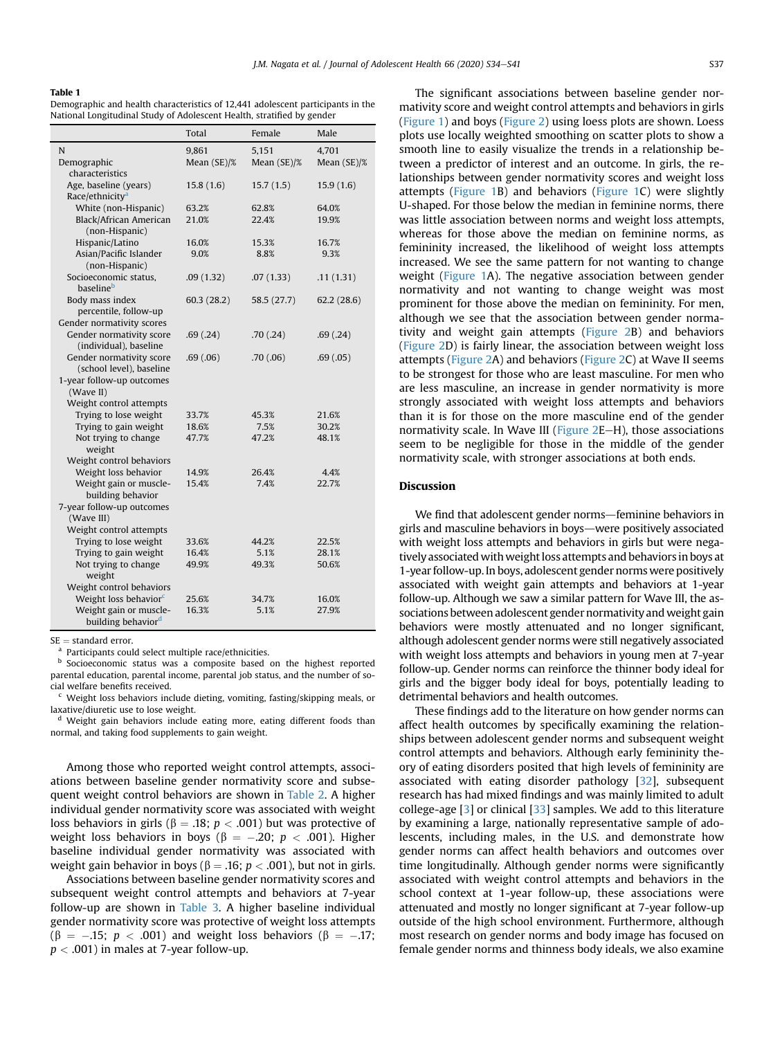**Table 1**
Demographic and health characteristics of 12,441 adolescent participants in the National Longitudinal Study of Adolescent Health, stratified by gender

| | Total | Female | Male |
|---|---|---|---|
| N | 9,861 | 5,151 | 4,701 |
| Demographic characteristics | Mean (SE)/% | Mean (SE)/% | Mean (SE)/% |
| Age, baseline (years) | 15.8 (1.6) | 15.7 (1.5) | 15.9 (1.6) |
| Race/ethnicity[a] | | | |
| White (non-Hispanic) | 63.2% | 62.8% | 64.0% |
| Black/African American (non-Hispanic) | 21.0% | 22.4% | 19.9% |
| Hispanic/Latino | 16.0% | 15.3% | 16.7% |
| Asian/Pacific Islander (non-Hispanic) | 9.0% | 8.8% | 9.3% |
| Socioeconomic status, baseline[b] | .09 (1.32) | .07 (1.33) | .11 (1.31) |
| Body mass index percentile, follow-up | 60.3 (28.2) | 58.5 (27.7) | 62.2 (28.6) |
| Gender normativity scores | | | |
| Gender normativity score (individual), baseline | .69 (.24) | .70 (.24) | .69 (.24) |
| Gender normativity score (school level), baseline | .69 (.06) | .70 (.06) | .69 (.05) |
| 1-year follow-up outcomes (Wave II) | | | |
| Weight control attempts | | | |
| Trying to lose weight | 33.7% | 45.3% | 21.6% |
| Trying to gain weight | 18.6% | 7.5% | 30.2% |
| Not trying to change weight | 47.7% | 47.2% | 48.1% |
| Weight control behaviors | | | |
| Weight loss behavior | 14.9% | 26.4% | 4.4% |
| Weight gain or muscle-building behavior | 15.4% | 7.4% | 22.7% |
| 7-year follow-up outcomes (Wave III) | | | |
| Weight control attempts | | | |
| Trying to lose weight | 33.6% | 44.2% | 22.5% |
| Trying to gain weight | 16.4% | 5.1% | 28.1% |
| Not trying to change weight | 49.9% | 49.3% | 50.6% |
| Weight control behaviors | | | |
| Weight loss behavior[c] | 25.6% | 34.7% | 16.0% |
| Weight gain or muscle-building behavior[d] | 16.3% | 5.1% | 27.9% |

SE = standard error.

[a] Participants could select multiple race/ethnicities.

[b] Socioeconomic status was a composite based on the highest reported parental education, parental income, parental job status, and the number of social welfare benefits received.

[c] Weight loss behaviors include dieting, vomiting, fasting/skipping meals, or laxative/diuretic use to lose weight.

[d] Weight gain behaviors include eating more, eating different foods than normal, and taking food supplements to gain weight.

Among those who reported weight control attempts, associations between baseline gender normativity score and subsequent weight control behaviors are shown in Table 2. A higher individual gender normativity score was associated with weight loss behaviors in girls ($\beta = .18$; $p < .001$) but was protective of weight loss behaviors in boys ($\beta = -.20$; $p < .001$). Higher baseline individual gender normativity was associated with weight gain behavior in boys ($\beta = .16$; $p < .001$), but not in girls.

Associations between baseline gender normativity scores and subsequent weight control attempts and behaviors at 7-year follow-up are shown in Table 3. A higher baseline individual gender normativity score was protective of weight loss attempts ($\beta = -.15$; $p < .001$) and weight loss behaviors ($\beta = -.17$; $p < .001$) in males at 7-year follow-up.

The significant associations between baseline gender normativity score and weight control attempts and behaviors in girls (Figure 1) and boys (Figure 2) using loess plots are shown. Loess plots use locally weighted smoothing on scatter plots to show a smooth line to easily visualize the trends in a relationship between a predictor of interest and an outcome. In girls, the relationships between gender normativity scores and weight loss attempts (Figure 1B) and behaviors (Figure 1C) were slightly U-shaped. For those below the median in feminine norms, there was little association between norms and weight loss attempts, whereas for those above the median on feminine norms, as femininity increased, the likelihood of weight loss attempts increased. We see the same pattern for not wanting to change weight (Figure 1A). The negative association between gender normativity and not wanting to change weight was most prominent for those above the median on femininity. For men, although we see that the association between gender normativity and weight gain attempts (Figure 2B) and behaviors (Figure 2D) is fairly linear, the association between weight loss attempts (Figure 2A) and behaviors (Figure 2C) at Wave II seems to be strongest for those who are least masculine. For men who are less masculine, an increase in gender normativity is more strongly associated with weight loss attempts and behaviors than it is for those on the more masculine end of the gender normativity scale. In Wave III (Figure 2E–H), those associations seem to be negligible for those in the middle of the gender normativity scale, with stronger associations at both ends.

## Discussion

We find that adolescent gender norms—feminine behaviors in girls and masculine behaviors in boys—were positively associated with weight loss attempts and behaviors in girls but were negatively associated with weight loss attempts and behaviors in boys at 1-year follow-up. In boys, adolescent gender norms were positively associated with weight gain attempts and behaviors at 1-year follow-up. Although we saw a similar pattern for Wave III, the associations between adolescent gender normativity and weight gain behaviors were mostly attenuated and no longer significant, although adolescent gender norms were still negatively associated with weight loss attempts and behaviors in young men at 7-year follow-up. Gender norms can reinforce the thinner body ideal for girls and the bigger body ideal for boys, potentially leading to detrimental behaviors and health outcomes.

These findings add to the literature on how gender norms can affect health outcomes by specifically examining the relationships between adolescent gender norms and subsequent weight control attempts and behaviors. Although early femininity theory of eating disorders posited that high levels of femininity are associated with eating disorder pathology [32], subsequent research has had mixed findings and was mainly limited to adult college-age [3] or clinical [33] samples. We add to this literature by examining a large, nationally representative sample of adolescents, including males, in the U.S. and demonstrate how gender norms can affect health behaviors and outcomes over time longitudinally. Although gender norms were significantly associated with weight control attempts and behaviors in the school context at 1-year follow-up, these associations were attenuated and mostly no longer significant at 7-year follow-up outside of the high school environment. Furthermore, although most research on gender norms and body image has focused on female gender norms and thinness body ideals, we also examine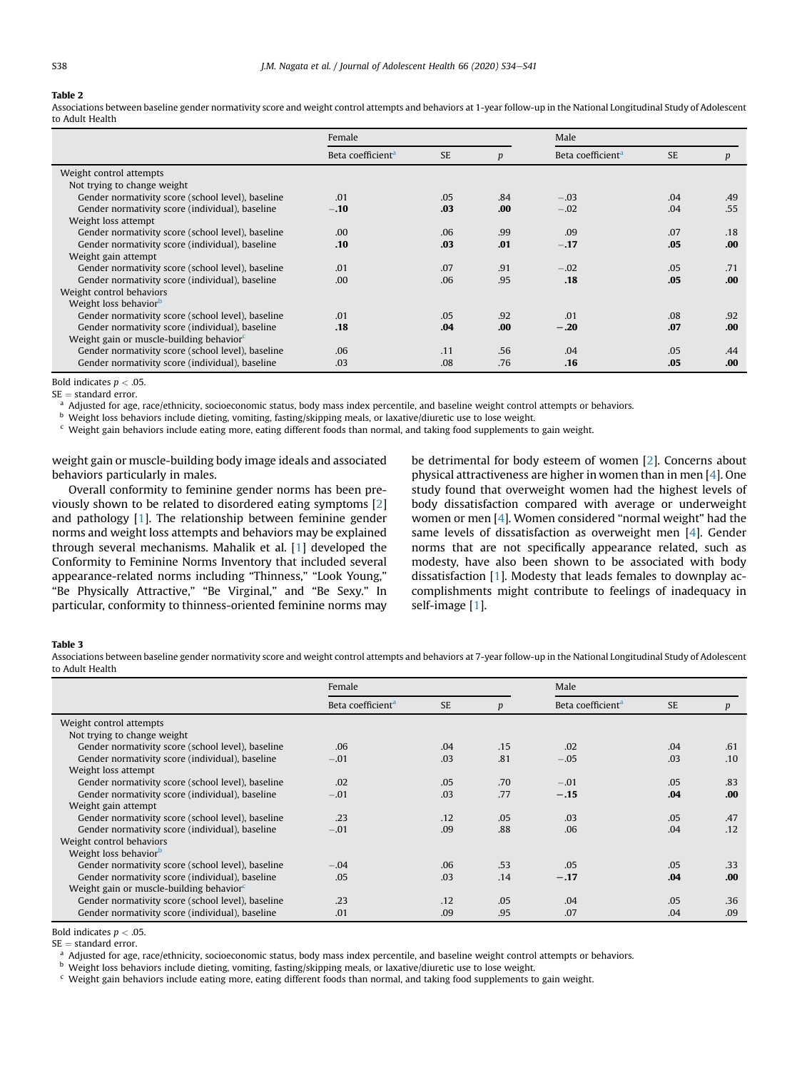**Table 2**
Associations between baseline gender normativity score and weight control attempts and behaviors at 1-year follow-up in the National Longitudinal Study of Adolescent to Adult Health

| | Female | | | Male | | |
|---|---|---|---|---|---|---|
| | Beta coefficient[a] | SE | *p* | Beta coefficient[a] | SE | *p* |
| Weight control attempts | | | | | | |
| Not trying to change weight | | | | | | |
| Gender normativity score (school level), baseline | .01 | .05 | .84 | −.03 | .04 | .49 |
| Gender normativity score (individual), baseline | **−.10** | **.03** | **.00** | −.02 | .04 | .55 |
| Weight loss attempt | | | | | | |
| Gender normativity score (school level), baseline | .00 | .06 | .99 | .09 | .07 | .18 |
| Gender normativity score (individual), baseline | **.10** | **.03** | **.01** | **−.17** | **.05** | **.00** |
| Weight gain attempt | | | | | | |
| Gender normativity score (school level), baseline | .01 | .07 | .91 | −.02 | .05 | .71 |
| Gender normativity score (individual), baseline | .00 | .06 | .95 | **.18** | **.05** | **.00** |
| Weight control behaviors | | | | | | |
| Weight loss behavior[b] | | | | | | |
| Gender normativity score (school level), baseline | .01 | .05 | .92 | .01 | .08 | .92 |
| Gender normativity score (individual), baseline | **.18** | **.04** | **.00** | **−.20** | **.07** | **.00** |
| Weight gain or muscle-building behavior[c] | | | | | | |
| Gender normativity score (school level), baseline | .06 | .11 | .56 | .04 | .05 | .44 |
| Gender normativity score (individual), baseline | .03 | .08 | .76 | **.16** | **.05** | **.00** |

Bold indicates $p < .05$.
SE = standard error.
[a] Adjusted for age, race/ethnicity, socioeconomic status, body mass index percentile, and baseline weight control attempts or behaviors.
[b] Weight loss behaviors include dieting, vomiting, fasting/skipping meals, or laxative/diuretic use to lose weight.
[c] Weight gain behaviors include eating more, eating different foods than normal, and taking food supplements to gain weight.

weight gain or muscle-building body image ideals and associated behaviors particularly in males.

Overall conformity to feminine gender norms has been previously shown to be related to disordered eating symptoms [2] and pathology [1]. The relationship between feminine gender norms and weight loss attempts and behaviors may be explained through several mechanisms. Mahalik et al. [1] developed the Conformity to Feminine Norms Inventory that included several appearance-related norms including "Thinness," "Look Young," "Be Physically Attractive," "Be Virginal," and "Be Sexy." In particular, conformity to thinness-oriented feminine norms may be detrimental for body esteem of women [2]. Concerns about physical attractiveness are higher in women than in men [4]. One study found that overweight women had the highest levels of body dissatisfaction compared with average or underweight women or men [4]. Women considered "normal weight" had the same levels of dissatisfaction as overweight men [4]. Gender norms that are not specifically appearance related, such as modesty, have also been shown to be associated with body dissatisfaction [1]. Modesty that leads females to downplay accomplishments might contribute to feelings of inadequacy in self-image [1].

**Table 3**
Associations between baseline gender normativity score and weight control attempts and behaviors at 7-year follow-up in the National Longitudinal Study of Adolescent to Adult Health

| | Female | | | Male | | |
|---|---|---|---|---|---|---|
| | Beta coefficient[a] | SE | *p* | Beta coefficient[a] | SE | *p* |
| Weight control attempts | | | | | | |
| Not trying to change weight | | | | | | |
| Gender normativity score (school level), baseline | .06 | .04 | .15 | .02 | .04 | .61 |
| Gender normativity score (individual), baseline | −.01 | .03 | .81 | −.05 | .03 | .10 |
| Weight loss attempt | | | | | | |
| Gender normativity score (school level), baseline | .02 | .05 | .70 | −.01 | .05 | .83 |
| Gender normativity score (individual), baseline | −.01 | .03 | .77 | **−.15** | **.04** | **.00** |
| Weight gain attempt | | | | | | |
| Gender normativity score (school level), baseline | .23 | .12 | .05 | .03 | .05 | .47 |
| Gender normativity score (individual), baseline | −.01 | .09 | .88 | .06 | .04 | .12 |
| Weight control behaviors | | | | | | |
| Weight loss behavior[b] | | | | | | |
| Gender normativity score (school level), baseline | −.04 | .06 | .53 | .05 | .05 | .33 |
| Gender normativity score (individual), baseline | .05 | .03 | .14 | **−.17** | **.04** | **.00** |
| Weight gain or muscle-building behavior[c] | | | | | | |
| Gender normativity score (school level), baseline | .23 | .12 | .05 | .04 | .05 | .36 |
| Gender normativity score (individual), baseline | .01 | .09 | .95 | .07 | .04 | .09 |

Bold indicates $p < .05$.
SE = standard error.
[a] Adjusted for age, race/ethnicity, socioeconomic status, body mass index percentile, and baseline weight control attempts or behaviors.
[b] Weight loss behaviors include dieting, vomiting, fasting/skipping meals, or laxative/diuretic use to lose weight.
[c] Weight gain behaviors include eating more, eating different foods than normal, and taking food supplements to gain weight.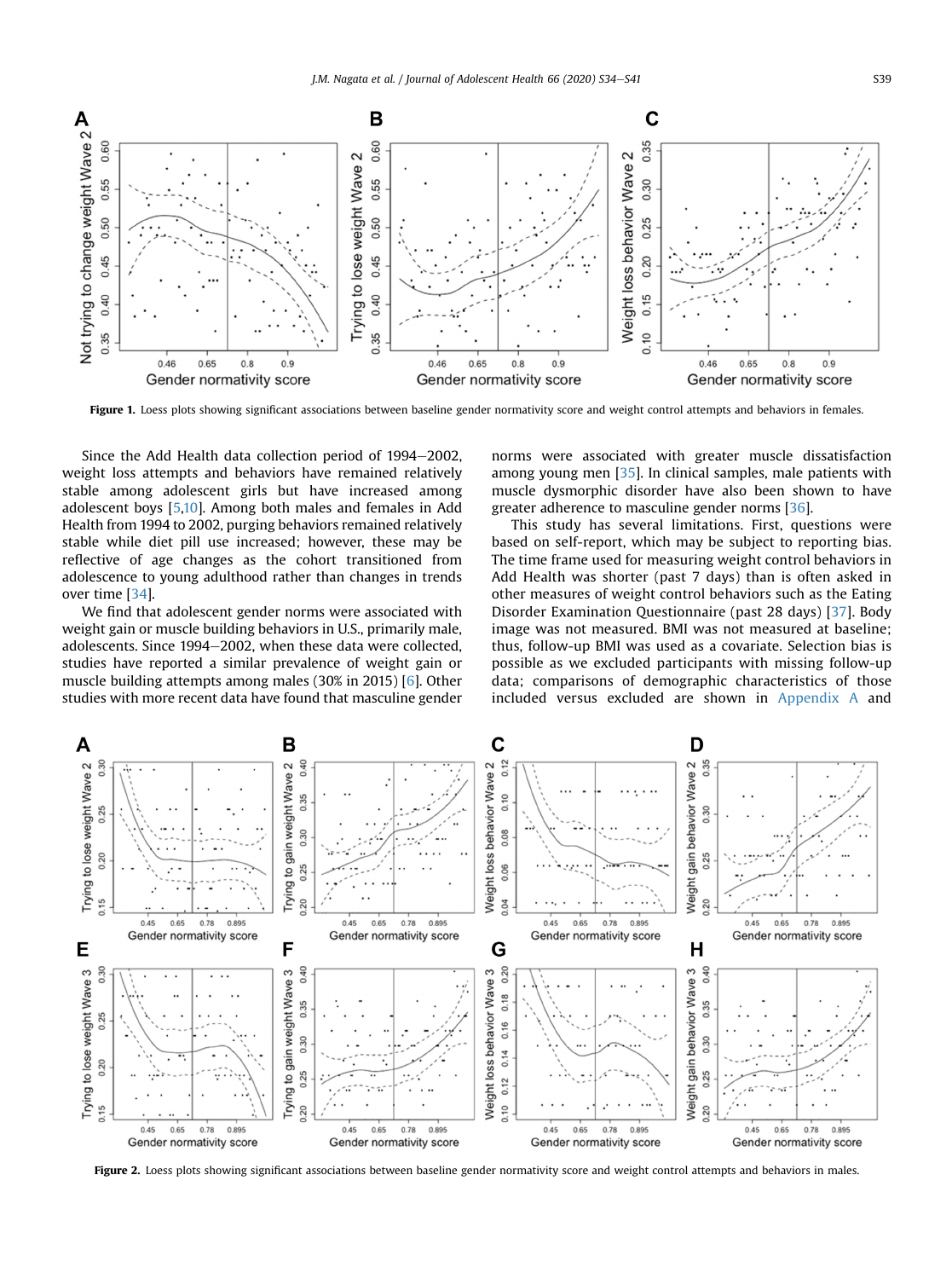Figure 1. Loess plots showing significant associations between baseline gender normativity score and weight control attempts and behaviors in females.

Since the Add Health data collection period of 1994–2002, weight loss attempts and behaviors have remained relatively stable among adolescent girls but have increased among adolescent boys [5,10]. Among both males and females in Add Health from 1994 to 2002, purging behaviors remained relatively stable while diet pill use increased; however, these may be reflective of age changes as the cohort transitioned from adolescence to young adulthood rather than changes in trends over time [34].

We find that adolescent gender norms were associated with weight gain or muscle building behaviors in U.S., primarily male, adolescents. Since 1994–2002, when these data were collected, studies have reported a similar prevalence of weight gain or muscle building attempts among males (30% in 2015) [6]. Other studies with more recent data have found that masculine gender norms were associated with greater muscle dissatisfaction among young men [35]. In clinical samples, male patients with muscle dysmorphic disorder have also been shown to have greater adherence to masculine gender norms [36].

This study has several limitations. First, questions were based on self-report, which may be subject to reporting bias. The time frame used for measuring weight control behaviors in Add Health was shorter (past 7 days) than is often asked in other measures of weight control behaviors such as the Eating Disorder Examination Questionnaire (past 28 days) [37]. Body image was not measured. BMI was not measured at baseline; thus, follow-up BMI was used as a covariate. Selection bias is possible as we excluded participants with missing follow-up data; comparisons of demographic characteristics of those included versus excluded are shown in Appendix A and

Figure 2. Loess plots showing significant associations between baseline gender normativity score and weight control attempts and behaviors in males.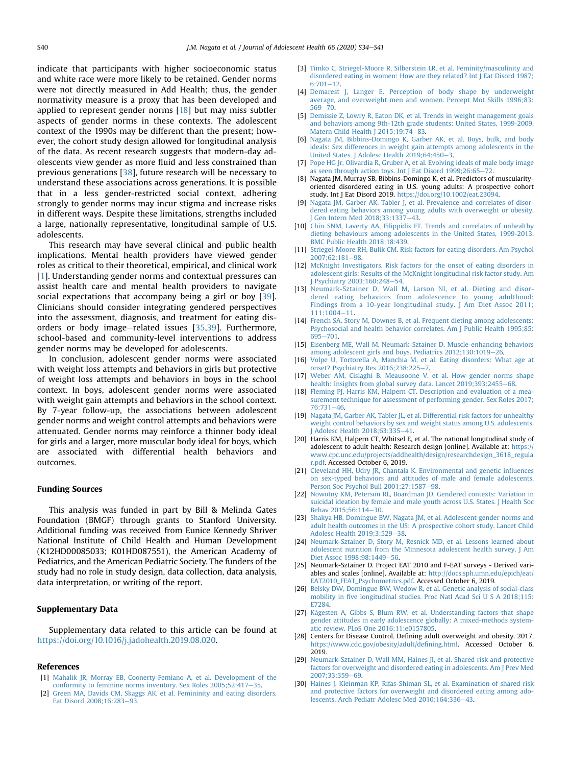indicate that participants with higher socioeconomic status and white race were more likely to be retained. Gender norms were not directly measured in Add Health; thus, the gender normativity measure is a proxy that has been developed and applied to represent gender norms [18] but may miss subtler aspects of gender norms in these contexts. The adolescent context of the 1990s may be different than the present; however, the cohort study design allowed for longitudinal analysis of the data. As recent research suggests that modern-day adolescents view gender as more fluid and less constrained than previous generations [38], future research will be necessary to understand these associations across generations. It is possible that in a less gender-restricted social context, adhering strongly to gender norms may incur stigma and increase risks in different ways. Despite these limitations, strengths included a large, nationally representative, longitudinal sample of U.S. adolescents.

This research may have several clinical and public health implications. Mental health providers have viewed gender roles as critical to their theoretical, empirical, and clinical work [1]. Understanding gender norms and contextual pressures can assist health care and mental health providers to navigate social expectations that accompany being a girl or boy [39]. Clinicians should consider integrating gendered perspectives into the assessment, diagnosis, and treatment for eating disorders or body image–related issues [35,39]. Furthermore, school-based and community-level interventions to address gender norms may be developed for adolescents.

In conclusion, adolescent gender norms were associated with weight loss attempts and behaviors in girls but protective of weight loss attempts and behaviors in boys in the school context. In boys, adolescent gender norms were associated with weight gain attempts and behaviors in the school context. By 7-year follow-up, the associations between adolescent gender norms and weight control attempts and behaviors were attenuated. Gender norms may reinforce a thinner body ideal for girls and a larger, more muscular body ideal for boys, which are associated with differential health behaviors and outcomes.

## Funding Sources

This analysis was funded in part by Bill & Melinda Gates Foundation (BMGF) through grants to Stanford University. Additional funding was received from Eunice Kennedy Shriver National Institute of Child Health and Human Development (K12HD00085033; K01HD087551), the American Academy of Pediatrics, and the American Pediatric Society. The funders of the study had no role in study design, data collection, data analysis, data interpretation, or writing of the report.

## Supplementary Data

Supplementary data related to this article can be found at https://doi.org/10.1016/j.jadohealth.2019.08.020.

## References

[1] Mahalik JR, Morray EB, Coonerty-Femiano A, et al. Development of the conformity to feminine norms inventory. Sex Roles 2005;52:417–35.
[2] Green MA, Davids CM, Skaggs AK, et al. Femininity and eating disorders. Eat Disord 2008;16:283–93.
[3] Timko C, Striegel-Moore R, Silberstein LR, et al. Feminity/masculinity and disordered eating in women: How are they related? Int J Eat Disord 1987; 6:701–12.
[4] Demarest J, Langer E. Perception of body shape by underweight average, and overweight men and women. Percept Mot Skills 1996;83: 569–70.
[5] Demissie Z, Lowry R, Eaton DK, et al. Trends in weight management goals and behaviors among 9th-12th grade students: United States, 1999-2009. Matern Child Health J 2015;19:74–83.
[6] Nagata JM, Bibbins-Domingo K, Garber AK, et al. Boys, bulk, and body ideals: Sex differences in weight gain attempts among adolescents in the United States. J Adolesc Health 2019;64:450–3.
[7] Pope HG Jr, Olivardia R, Gruber A, et al. Evolving ideals of male body image as seen through action toys. Int J Eat Disord 1999;26:65–72.
[8] Nagata JM, Murray SB, Bibbins-Domingo K, et al. Predictors of muscularity-oriented disordered eating in U.S. young adults: A prospective cohort study. Int J Eat Disord 2019. https://doi.org/10.1002/eat.23094.
[9] Nagata JM, Garber AK, Tabler J, et al. Prevalence and correlates of disordered eating behaviors among young adults with overweight or obesity. J Gen Intern Med 2018;33:1337–43.
[10] Chin SNM, Laverty AA, Filippidis FT. Trends and correlates of unhealthy dieting behaviours among adolescents in the United States, 1999-2013. BMC Public Health 2018;18:439.
[11] Striegel-Moore RH, Bulik CM. Risk factors for eating disorders. Am Psychol 2007;62:181–98.
[12] McKnight Investigators. Risk factors for the onset of eating disorders in adolescent girls: Results of the McKnight longitudinal risk factor study. Am J Psychiatry 2003;160:248–54.
[13] Neumark-Sztainer D, Wall M, Larson NI, et al. Dieting and disordered eating behaviors from adolescence to young adulthood: Findings from a 10-year longitudinal study. J Am Diet Assoc 2011; 111:1004–11.
[14] French SA, Story M, Downes B, et al. Frequent dieting among adolescents: Psychosocial and health behavior correlates. Am J Public Health 1995;85: 695–701.
[15] Eisenberg ME, Wall M, Neumark-Sztainer D. Muscle-enhancing behaviors among adolescent girls and boys. Pediatrics 2012;130:1019–26.
[16] Volpe U, Tortorella A, Manchia M, et al. Eating disorders: What age at onset? Psychiatry Res 2016;238:225–7.
[17] Weber AM, Cislaghi B, Meausoone V, et al. How gender norms shape health: Insights from global survey data. Lancet 2019;393:2455–68.
[18] Fleming PJ, Harris KM, Halpern CT. Description and evaluation of a measurement technique for assessment of performing gender. Sex Roles 2017; 76:731–46.
[19] Nagata JM, Garber AK, Tabler JL, et al. Differential risk factors for unhealthy weight control behaviors by sex and weight status among U.S. adolescents. J Adolesc Health 2018;63:335–41.
[20] Harris KM, Halpern CT, Whitsel E, et al. The national longitudinal study of adolescent to adult health: Research design [online]. Available at: https://www.cpc.unc.edu/projects/addhealth/design/researchdesign_3618_regular.pdf. Accessed October 6, 2019.
[21] Cleveland HH, Udry JR, Chantala K. Environmental and genetic influences on sex-typed behaviors and attitudes of male and female adolescents. Person Soc Psychol Bull 2001;27:1587–98.
[22] Nowotny KM, Peterson RL, Boardman JD. Gendered contexts: Variation in suicidal ideation by female and male youth across U.S. States. J Health Soc Behav 2015;56:114–30.
[23] Shakya HB, Domingue BW, Nagata JM, et al. Adolescent gender norms and adult health outcomes in the US: A prospective cohort study. Lancet Child Adolesc Health 2019;3:529–38.
[24] Neumark-Sztainer D, Story M, Resnick MD, et al. Lessons learned about adolescent nutrition from the Minnesota adolescent health survey. J Am Diet Assoc 1998;98:1449–56.
[25] Neumark-Sztainer D. Project EAT 2010 and F-EAT surveys - Derived variables and scales [online]. Available at: http://docs.sph.umn.edu/epich/eat/EAT2010_FEAT_Psychometrics.pdf. Accessed October 6, 2019.
[26] Belsky DW, Domingue BW, Wedow R, et al. Genetic analysis of social-class mobility in five longitudinal studies. Proc Natl Acad Sci U S A 2018;115: E7284.
[27] Kågesten A, Gibbs S, Blum RW, et al. Understanding factors that shape gender attitudes in early adolescence globally: A mixed-methods systematic review. PLoS One 2016;11:e0157805.
[28] Centers for Disease Control. Defining adult overweight and obesity. 2017, https://www.cdc.gov/obesity/adult/defining.html. Accessed October 6, 2019.
[29] Neumark-Sztainer D, Wall MM, Haines JI, et al. Shared risk and protective factors for overweight and disordered eating in adolescents. Am J Prev Med 2007;33:359–69.
[30] Haines J, Kleinman KP, Rifas-Shiman SL, et al. Examination of shared risk and protective factors for overweight and disordered eating among adolescents. Arch Pediatr Adolesc Med 2010;164:336–43.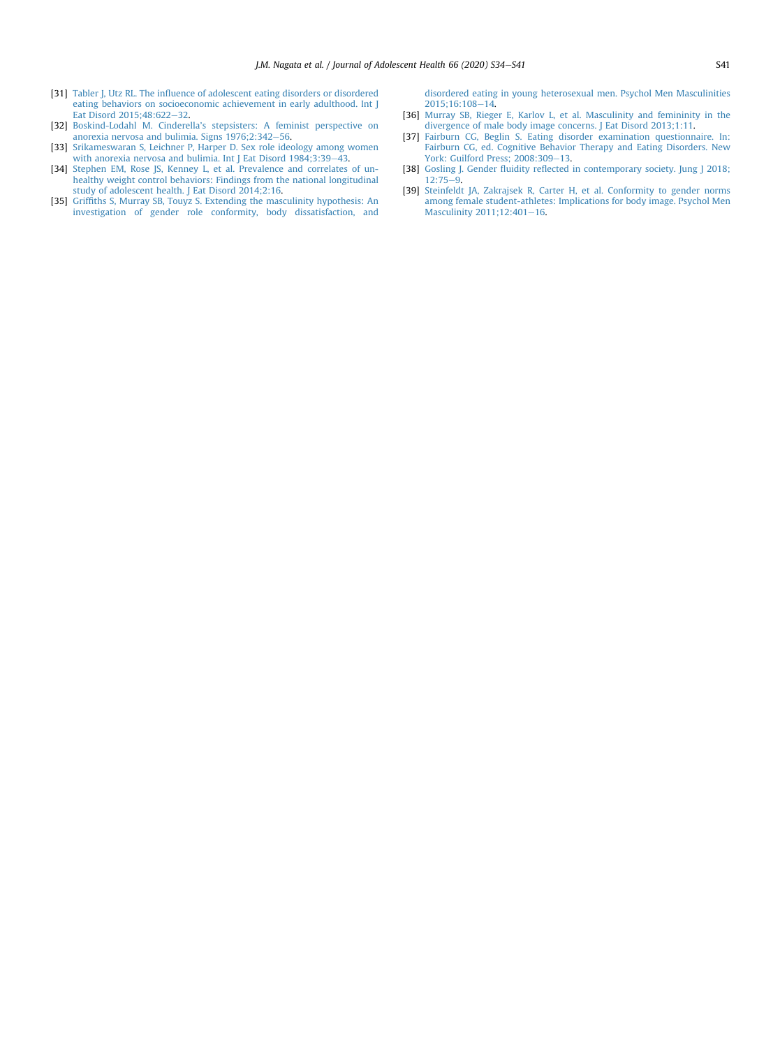[31] Tabler J, Utz RL. The influence of adolescent eating disorders or disordered eating behaviors on socioeconomic achievement in early adulthood. Int J Eat Disord 2015;48:622–32.

[32] Boskind-Lodahl M. Cinderella's stepsisters: A feminist perspective on anorexia nervosa and bulimia. Signs 1976;2:342–56.

[33] Srikameswaran S, Leichner P, Harper D. Sex role ideology among women with anorexia nervosa and bulimia. Int J Eat Disord 1984;3:39–43.

[34] Stephen EM, Rose JS, Kenney L, et al. Prevalence and correlates of unhealthy weight control behaviors: Findings from the national longitudinal study of adolescent health. J Eat Disord 2014;2:16.

[35] Griffiths S, Murray SB, Touyz S. Extending the masculinity hypothesis: An investigation of gender role conformity, body dissatisfaction, and disordered eating in young heterosexual men. Psychol Men Masculinities 2015;16:108–14.

[36] Murray SB, Rieger E, Karlov L, et al. Masculinity and femininity in the divergence of male body image concerns. J Eat Disord 2013;1:11.

[37] Fairburn CG, Beglin S. Eating disorder examination questionnaire. In: Fairburn CG, ed. Cognitive Behavior Therapy and Eating Disorders. New York: Guilford Press; 2008:309–13.

[38] Gosling J. Gender fluidity reflected in contemporary society. Jung J 2018; 12:75–9.

[39] Steinfeldt JA, Zakrajsek R, Carter H, et al. Conformity to gender norms among female student-athletes: Implications for body image. Psychol Men Masculinity 2011;12:401–16.